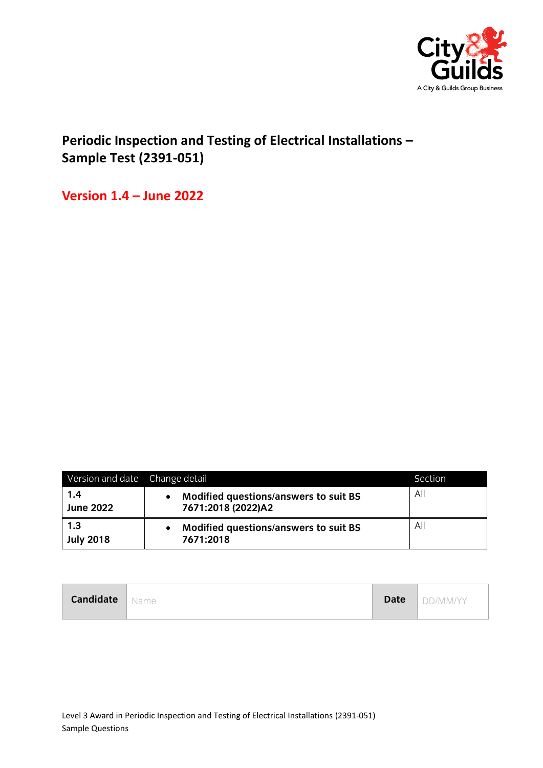City & Guilds
A City & Guilds Group Business

# Periodic Inspection and Testing of Electrical Installations – Sample Test (2391-051)

## Version 1.4 – June 2022

| Version and date | Change detail | Section |
|---|---|---|
| **1.4**<br>**June 2022** | • **Modified questions/answers to suit BS 7671:2018 (2022)A2** | All |
| **1.3**<br>**July 2018** | • **Modified questions/answers to suit BS 7671:2018** | All |

| **Candidate** | Name | **Date** | DD/MM/YY |
|---|---|---|---|

Level 3 Award in Periodic Inspection and Testing of Electrical Installations (2391-051)
Sample Questions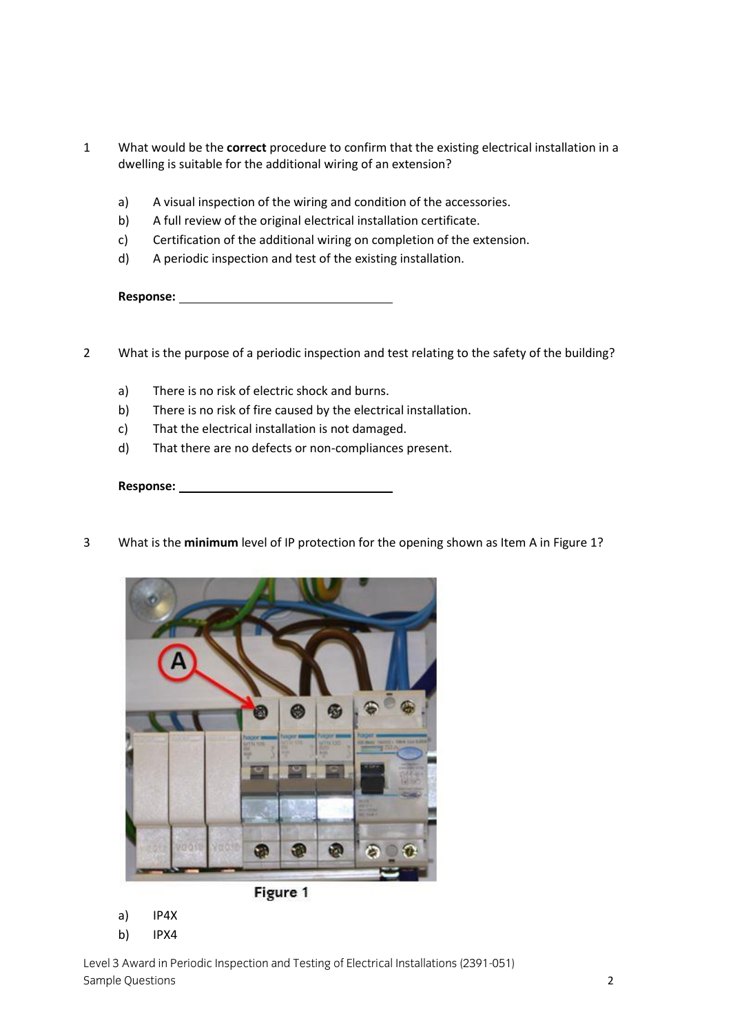1 What would be the **correct** procedure to confirm that the existing electrical installation in a dwelling is suitable for the additional wiring of an extension?

a) A visual inspection of the wiring and condition of the accessories.
b) A full review of the original electrical installation certificate.
c) Certification of the additional wiring on completion of the extension.
d) A periodic inspection and test of the existing installation.

**Response:** ______________________________

2 What is the purpose of a periodic inspection and test relating to the safety of the building?

a) There is no risk of electric shock and burns.
b) There is no risk of fire caused by the electrical installation.
c) That the electrical installation is not damaged.
d) That there are no defects or non-compliances present.

**Response:** ______________________________

3 What is the **minimum** level of IP protection for the opening shown as Item A in Figure 1?

Figure 1

a) IP4X
b) IPX4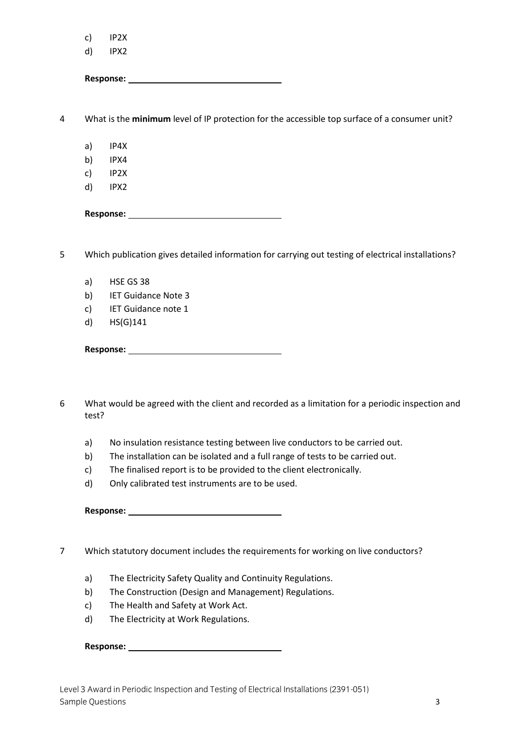c) IP2X
d) IPX2

**Response:** ________________________________

4 What is the **minimum** level of IP protection for the accessible top surface of a consumer unit?

a) IP4X
b) IPX4
c) IP2X
d) IPX2

**Response:** ________________________________

5 Which publication gives detailed information for carrying out testing of electrical installations?

a) HSE GS 38
b) IET Guidance Note 3
c) IET Guidance note 1
d) HS(G)141

**Response:** ________________________________

6 What would be agreed with the client and recorded as a limitation for a periodic inspection and test?

a) No insulation resistance testing between live conductors to be carried out.
b) The installation can be isolated and a full range of tests to be carried out.
c) The finalised report is to be provided to the client electronically.
d) Only calibrated test instruments are to be used.

**Response:** ________________________________

7 Which statutory document includes the requirements for working on live conductors?

a) The Electricity Safety Quality and Continuity Regulations.
b) The Construction (Design and Management) Regulations.
c) The Health and Safety at Work Act.
d) The Electricity at Work Regulations.

**Response:** ________________________________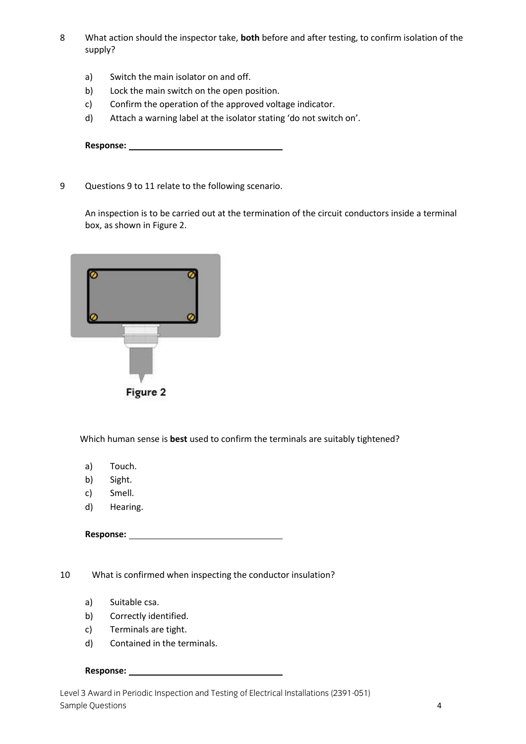8 What action should the inspector take, **both** before and after testing, to confirm isolation of the supply?

a) Switch the main isolator on and off.
b) Lock the main switch on the open position.
c) Confirm the operation of the approved voltage indicator.
d) Attach a warning label at the isolator stating 'do not switch on'.

**Response:** ________________________________

9 Questions 9 to 11 relate to the following scenario.

An inspection is to be carried out at the termination of the circuit conductors inside a terminal box, as shown in Figure 2.

Figure 2

Which human sense is **best** used to confirm the terminals are suitably tightened?

a) Touch.
b) Sight.
c) Smell.
d) Hearing.

**Response:** ________________________________

10 What is confirmed when inspecting the conductor insulation?

a) Suitable csa.
b) Correctly identified.
c) Terminals are tight.
d) Contained in the terminals.

**Response:** ________________________________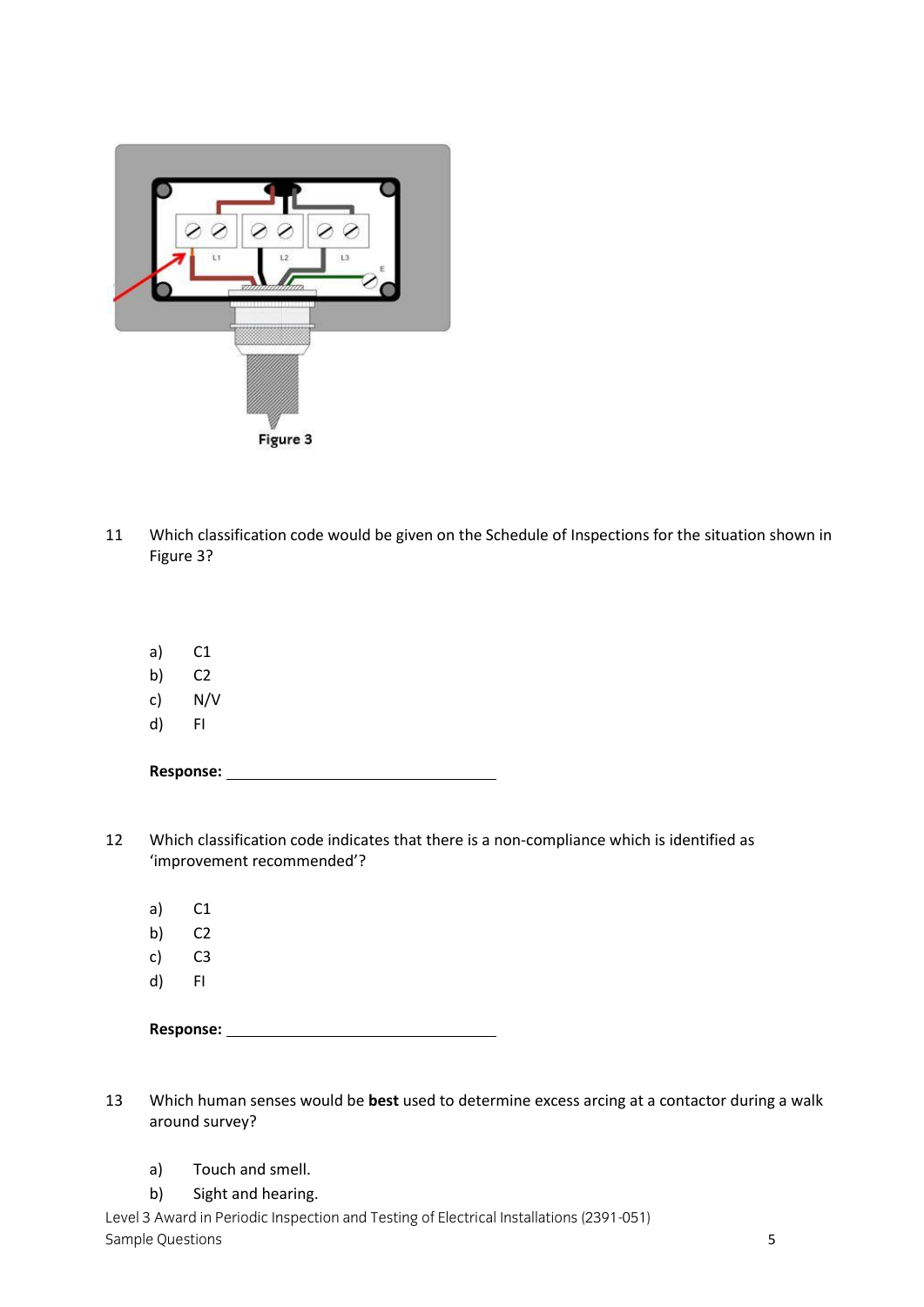Figure 3

11 Which classification code would be given on the Schedule of Inspections for the situation shown in Figure 3?

a) C1
b) C2
c) N/V
d) FI

**Response:** ______________________________

12 Which classification code indicates that there is a non-compliance which is identified as 'improvement recommended'?

a) C1
b) C2
c) C3
d) FI

**Response:** ______________________________

13 Which human senses would be **best** used to determine excess arcing at a contactor during a walk around survey?

a) Touch and smell.
b) Sight and hearing.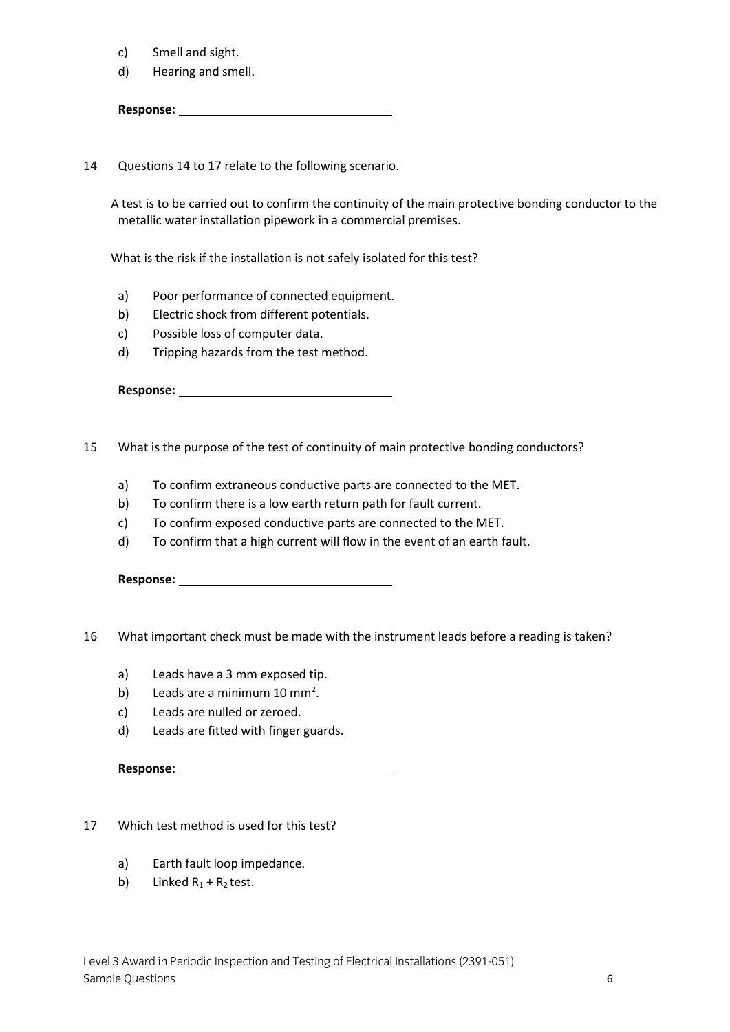c) Smell and sight.
d) Hearing and smell.

**Response:** ______________________________

14 Questions 14 to 17 relate to the following scenario.

A test is to be carried out to confirm the continuity of the main protective bonding conductor to the metallic water installation pipework in a commercial premises.

What is the risk if the installation is not safely isolated for this test?

a) Poor performance of connected equipment.
b) Electric shock from different potentials.
c) Possible loss of computer data.
d) Tripping hazards from the test method.

**Response:** ______________________________

15 What is the purpose of the test of continuity of main protective bonding conductors?

a) To confirm extraneous conductive parts are connected to the MET.
b) To confirm there is a low earth return path for fault current.
c) To confirm exposed conductive parts are connected to the MET.
d) To confirm that a high current will flow in the event of an earth fault.

**Response:** ______________________________

16 What important check must be made with the instrument leads before a reading is taken?

a) Leads have a 3 mm exposed tip.
b) Leads are a minimum 10 mm$^2$.
c) Leads are nulled or zeroed.
d) Leads are fitted with finger guards.

**Response:** ______________________________

17 Which test method is used for this test?

a) Earth fault loop impedance.
b) Linked $R_1 + R_2$ test.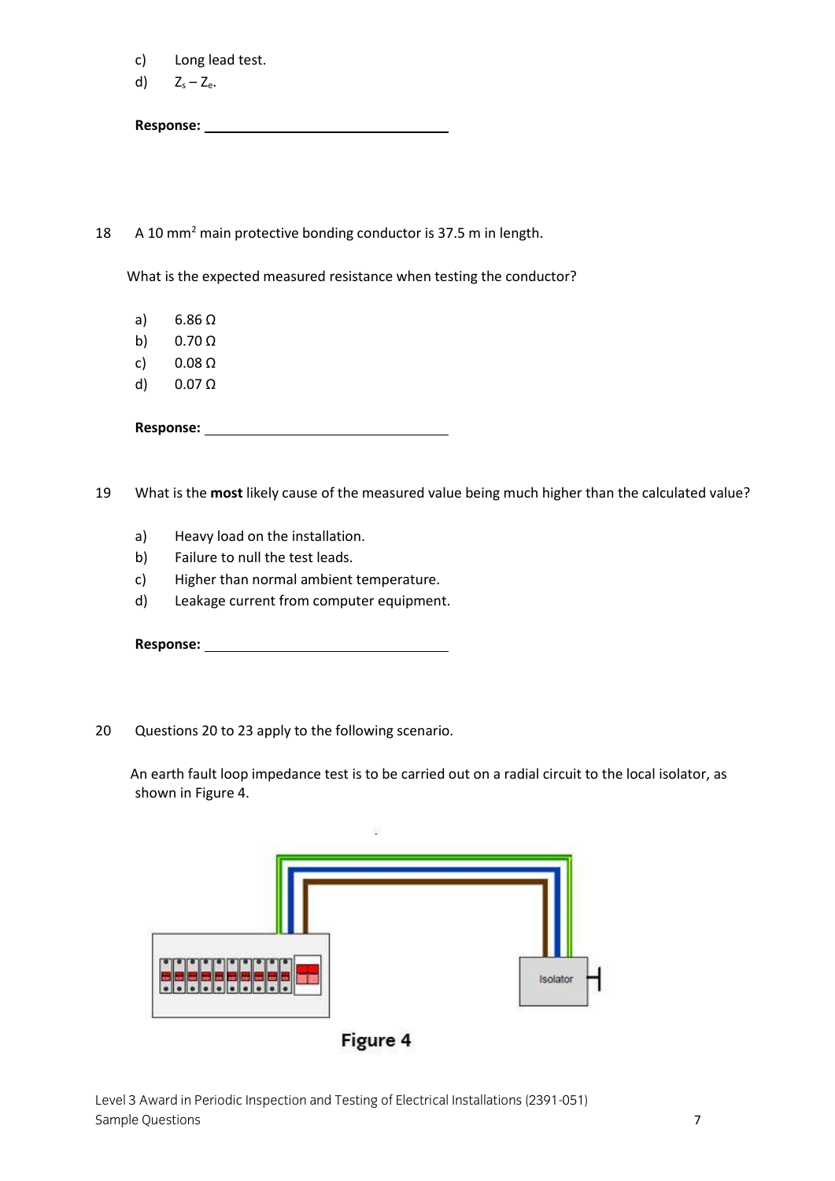c) Long lead test.

d) $Z_s - Z_e$.

**Response:** \_\_\_\_\_\_\_\_\_\_\_\_\_\_\_\_\_\_\_\_\_\_\_\_\_\_\_\_\_\_

18 A 10 $mm^2$ main protective bonding conductor is 37.5 m in length.

What is the expected measured resistance when testing the conductor?

a) 6.86 Ω

b) 0.70 Ω

c) 0.08 Ω

d) 0.07 Ω

**Response:** \_\_\_\_\_\_\_\_\_\_\_\_\_\_\_\_\_\_\_\_\_\_\_\_\_\_\_\_\_\_

19 What is the **most** likely cause of the measured value being much higher than the calculated value?

a) Heavy load on the installation.

b) Failure to null the test leads.

c) Higher than normal ambient temperature.

d) Leakage current from computer equipment.

**Response:** \_\_\_\_\_\_\_\_\_\_\_\_\_\_\_\_\_\_\_\_\_\_\_\_\_\_\_\_\_\_

20 Questions 20 to 23 apply to the following scenario.

An earth fault loop impedance test is to be carried out on a radial circuit to the local isolator, as shown in Figure 4.

Isolator

Figure 4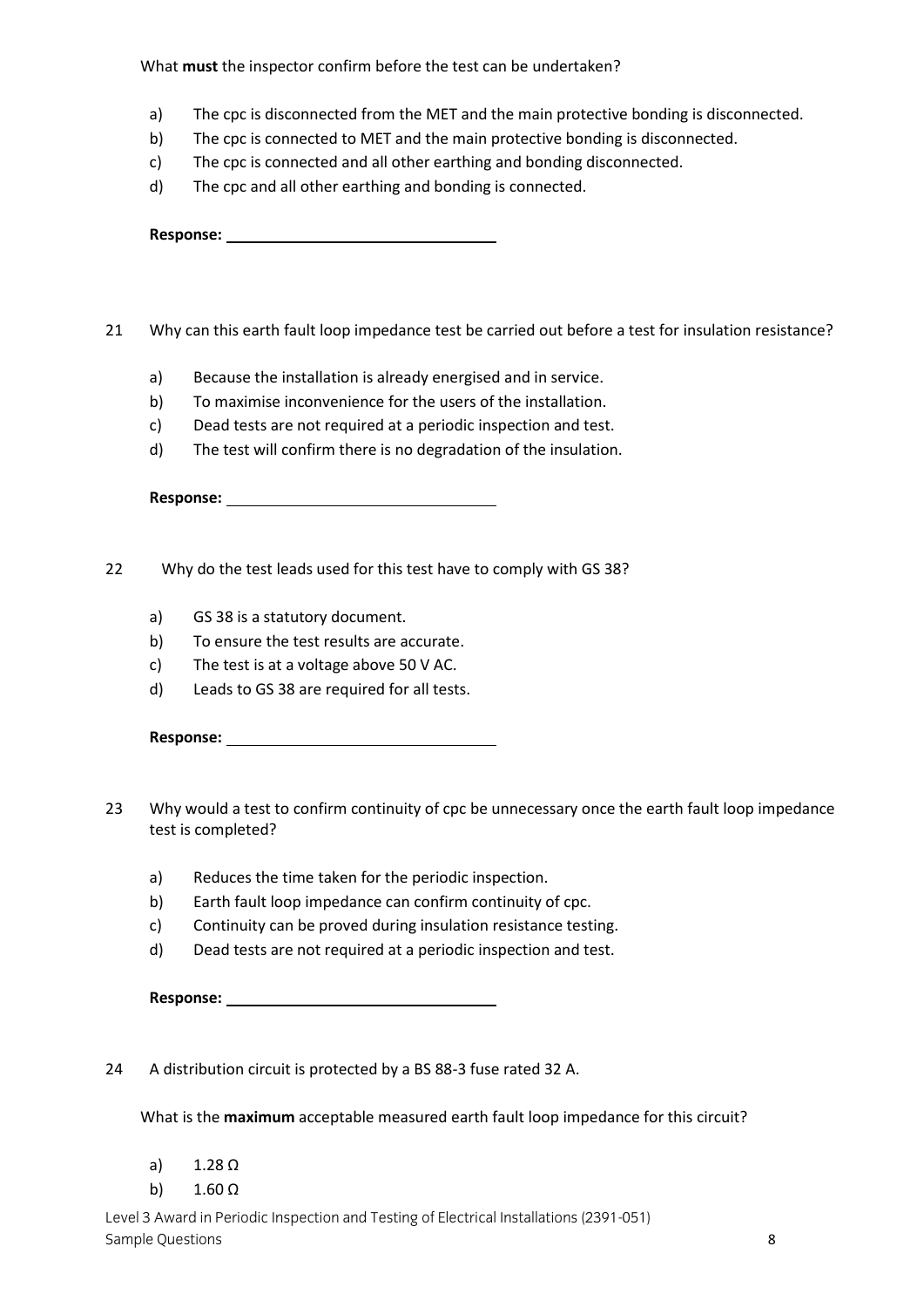What **must** the inspector confirm before the test can be undertaken?

- a) The cpc is disconnected from the MET and the main protective bonding is disconnected.
- b) The cpc is connected to MET and the main protective bonding is disconnected.
- c) The cpc is connected and all other earthing and bonding disconnected.
- d) The cpc and all other earthing and bonding is connected.

**Response:** ______________________________

21 Why can this earth fault loop impedance test be carried out before a test for insulation resistance?

- a) Because the installation is already energised and in service.
- b) To maximise inconvenience for the users of the installation.
- c) Dead tests are not required at a periodic inspection and test.
- d) The test will confirm there is no degradation of the insulation.

**Response:** ______________________________

22 Why do the test leads used for this test have to comply with GS 38?

- a) GS 38 is a statutory document.
- b) To ensure the test results are accurate.
- c) The test is at a voltage above 50 V AC.
- d) Leads to GS 38 are required for all tests.

**Response:** ______________________________

23 Why would a test to confirm continuity of cpc be unnecessary once the earth fault loop impedance test is completed?

- a) Reduces the time taken for the periodic inspection.
- b) Earth fault loop impedance can confirm continuity of cpc.
- c) Continuity can be proved during insulation resistance testing.
- d) Dead tests are not required at a periodic inspection and test.

**Response:** ______________________________

24 A distribution circuit is protected by a BS 88-3 fuse rated 32 A.

What is the **maximum** acceptable measured earth fault loop impedance for this circuit?

- a) 1.28 Ω
- b) 1.60 Ω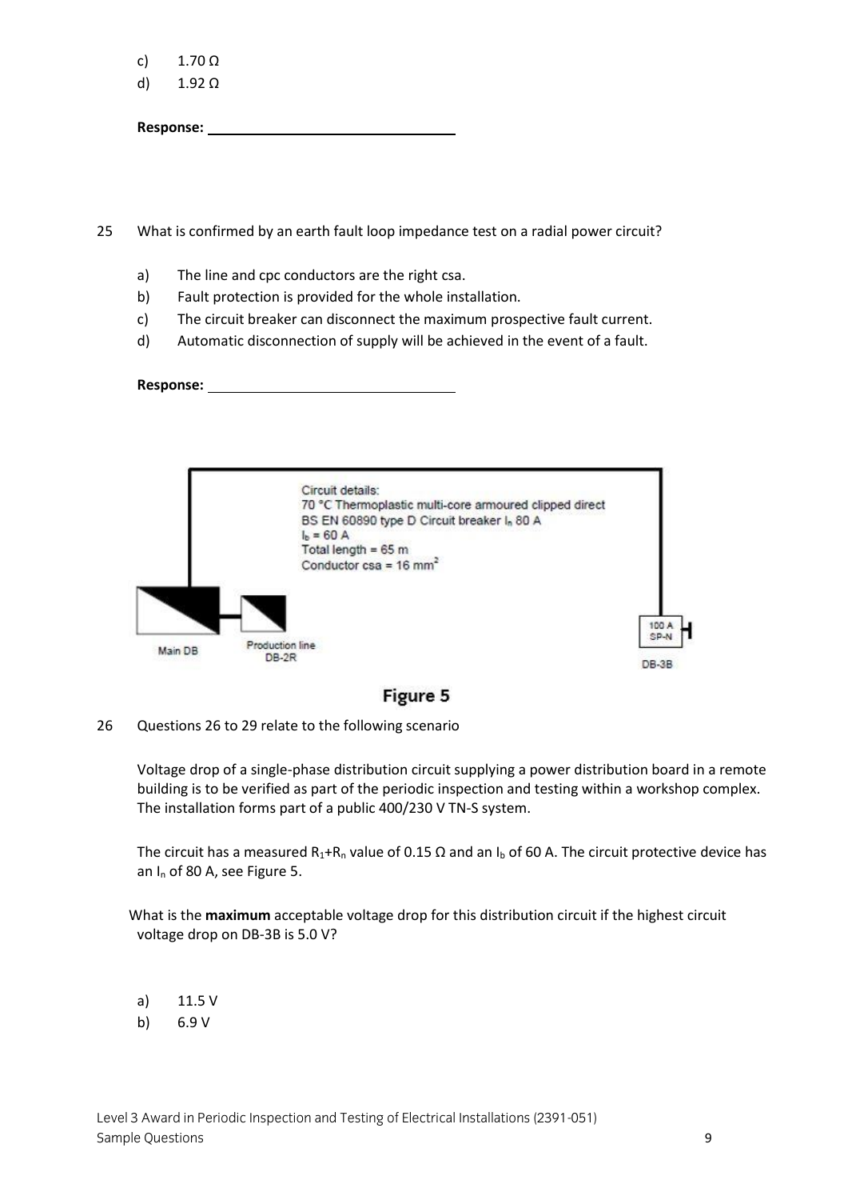c) 1.70 Ω

d) 1.92 Ω

**Response:** ________________________________

25 What is confirmed by an earth fault loop impedance test on a radial power circuit?

a) The line and cpc conductors are the right csa.

b) Fault protection is provided for the whole installation.

c) The circuit breaker can disconnect the maximum prospective fault current.

d) Automatic disconnection of supply will be achieved in the event of a fault.

**Response:** ________________________________

Circuit details:
70 °C Thermoplastic multi-core armoured clipped direct
BS EN 60890 type D Circuit breaker $I_n$ 80 A
$I_b$ = 60 A
Total length = 65 m
Conductor csa = 16 mm²

Main DB — Production line DB-2R — 100 A SP-N DB-3B

**Figure 5**

26 Questions 26 to 29 relate to the following scenario

Voltage drop of a single-phase distribution circuit supplying a power distribution board in a remote building is to be verified as part of the periodic inspection and testing within a workshop complex. The installation forms part of a public 400/230 V TN-S system.

The circuit has a measured $R_1$+$R_n$ value of 0.15 Ω and an $I_b$ of 60 A. The circuit protective device has an $I_n$ of 80 A, see Figure 5.

What is the **maximum** acceptable voltage drop for this distribution circuit if the highest circuit voltage drop on DB-3B is 5.0 V?

a) 11.5 V

b) 6.9 V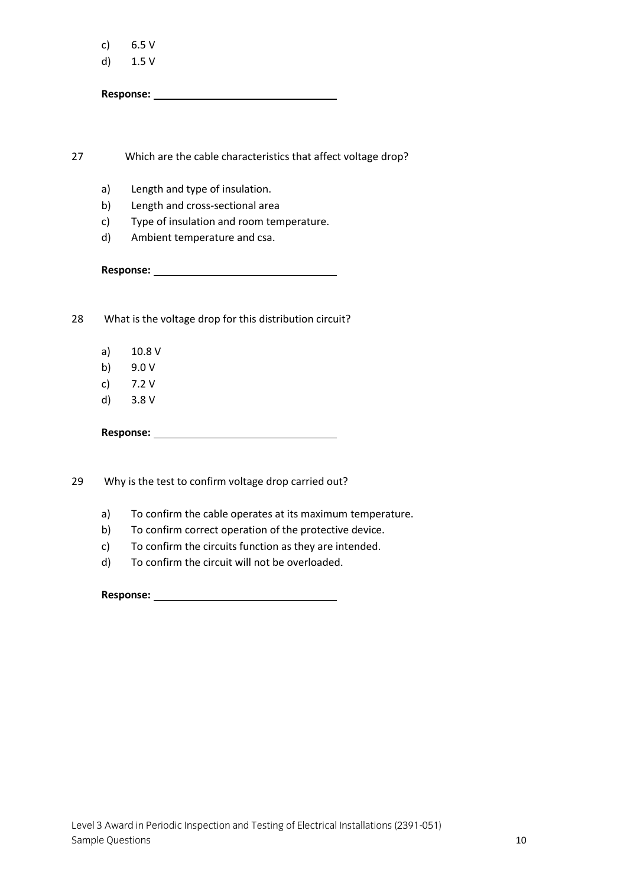c) 6.5 V

d) 1.5 V

**Response:** ______________________________

27 Which are the cable characteristics that affect voltage drop?

a) Length and type of insulation.

b) Length and cross-sectional area

c) Type of insulation and room temperature.

d) Ambient temperature and csa.

**Response:** ______________________________

28 What is the voltage drop for this distribution circuit?

a) 10.8 V

b) 9.0 V

c) 7.2 V

d) 3.8 V

**Response:** ______________________________

29 Why is the test to confirm voltage drop carried out?

a) To confirm the cable operates at its maximum temperature.

b) To confirm correct operation of the protective device.

c) To confirm the circuits function as they are intended.

d) To confirm the circuit will not be overloaded.

**Response:** ______________________________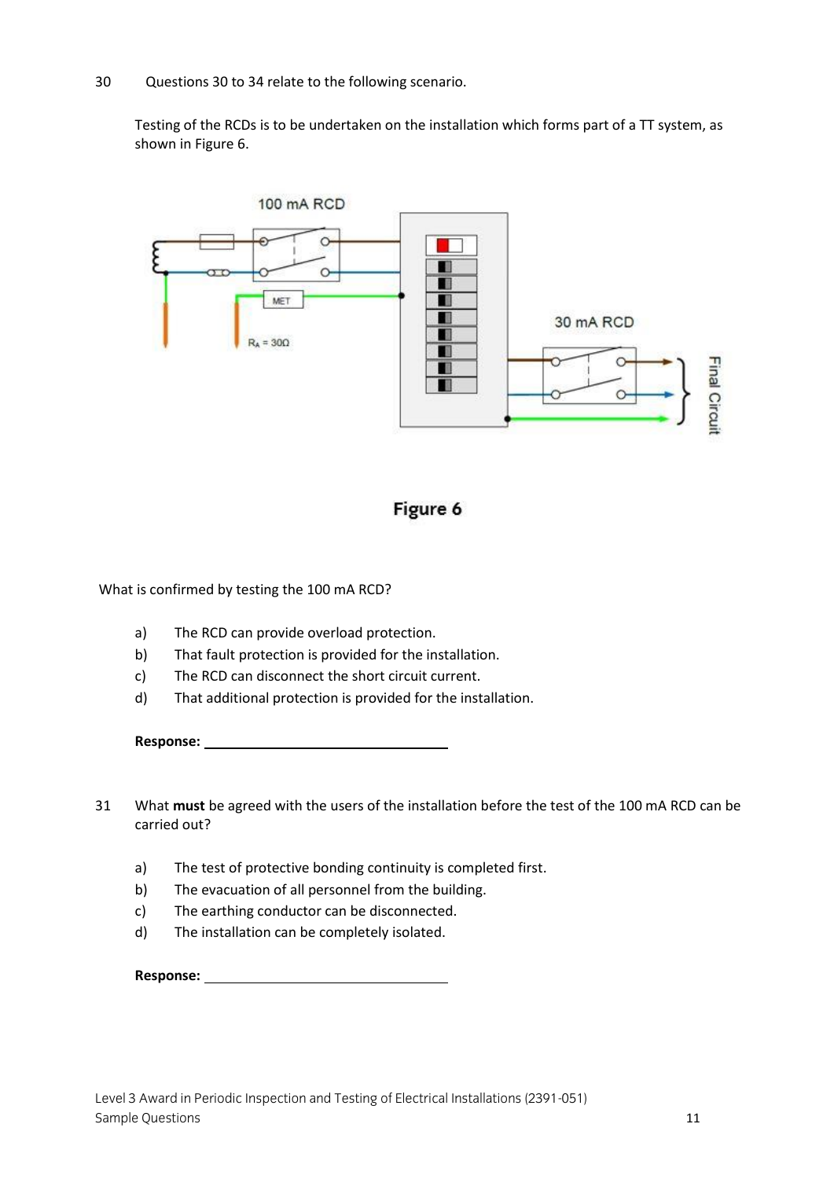30 Questions 30 to 34 relate to the following scenario.

Testing of the RCDs is to be undertaken on the installation which forms part of a TT system, as shown in Figure 6.

**Figure 6**

What is confirmed by testing the 100 mA RCD?

a) The RCD can provide overload protection.
b) That fault protection is provided for the installation.
c) The RCD can disconnect the short circuit current.
d) That additional protection is provided for the installation.

**Response:** ______________________

31 What **must** be agreed with the users of the installation before the test of the 100 mA RCD can be carried out?

a) The test of protective bonding continuity is completed first.
b) The evacuation of all personnel from the building.
c) The earthing conductor can be disconnected.
d) The installation can be completely isolated.

**Response:** ______________________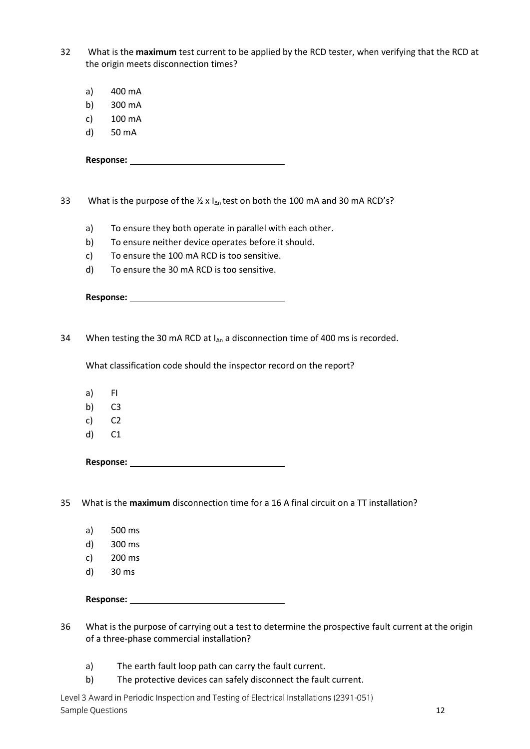32 What is the **maximum** test current to be applied by the RCD tester, when verifying that the RCD at the origin meets disconnection times?

a) 400 mA
b) 300 mA
c) 100 mA
d) 50 mA

**Response:** ______________________

33 What is the purpose of the ½ x $I_{\Delta n}$ test on both the 100 mA and 30 mA RCD's?

a) To ensure they both operate in parallel with each other.
b) To ensure neither device operates before it should.
c) To ensure the 100 mA RCD is too sensitive.
d) To ensure the 30 mA RCD is too sensitive.

**Response:** ______________________

34 When testing the 30 mA RCD at $I_{\Delta n}$ a disconnection time of 400 ms is recorded.

What classification code should the inspector record on the report?

a) FI
b) C3
c) C2
d) C1

**Response:** ______________________

35 What is the **maximum** disconnection time for a 16 A final circuit on a TT installation?

a) 500 ms
d) 300 ms
c) 200 ms
d) 30 ms

**Response:** ______________________

36 What is the purpose of carrying out a test to determine the prospective fault current at the origin of a three-phase commercial installation?

a) The earth fault loop path can carry the fault current.
b) The protective devices can safely disconnect the fault current.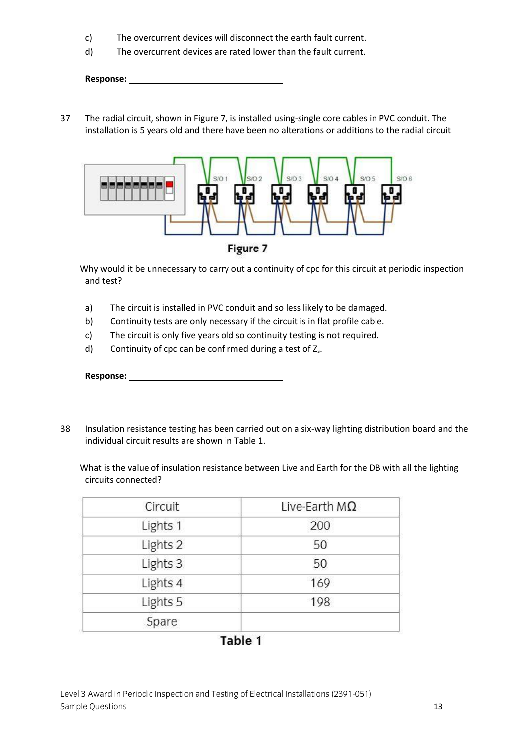c) The overcurrent devices will disconnect the earth fault current.

d) The overcurrent devices are rated lower than the fault current.

**Response:** ______________________________

37 The radial circuit, shown in Figure 7, is installed using-single core cables in PVC conduit. The installation is 5 years old and there have been no alterations or additions to the radial circuit.

Figure 7

Why would it be unnecessary to carry out a continuity of cpc for this circuit at periodic inspection and test?

a) The circuit is installed in PVC conduit and so less likely to be damaged.

b) Continuity tests are only necessary if the circuit is in flat profile cable.

c) The circuit is only five years old so continuity testing is not required.

d) Continuity of cpc can be confirmed during a test of $Z_s$.

**Response:** ______________________________

38 Insulation resistance testing has been carried out on a six-way lighting distribution board and the individual circuit results are shown in Table 1.

What is the value of insulation resistance between Live and Earth for the DB with all the lighting circuits connected?

| Circuit | Live-Earth MΩ |
|---|---|
| Lights 1 | 200 |
| Lights 2 | 50 |
| Lights 3 | 50 |
| Lights 4 | 169 |
| Lights 5 | 198 |
| Spare | |

**Table 1**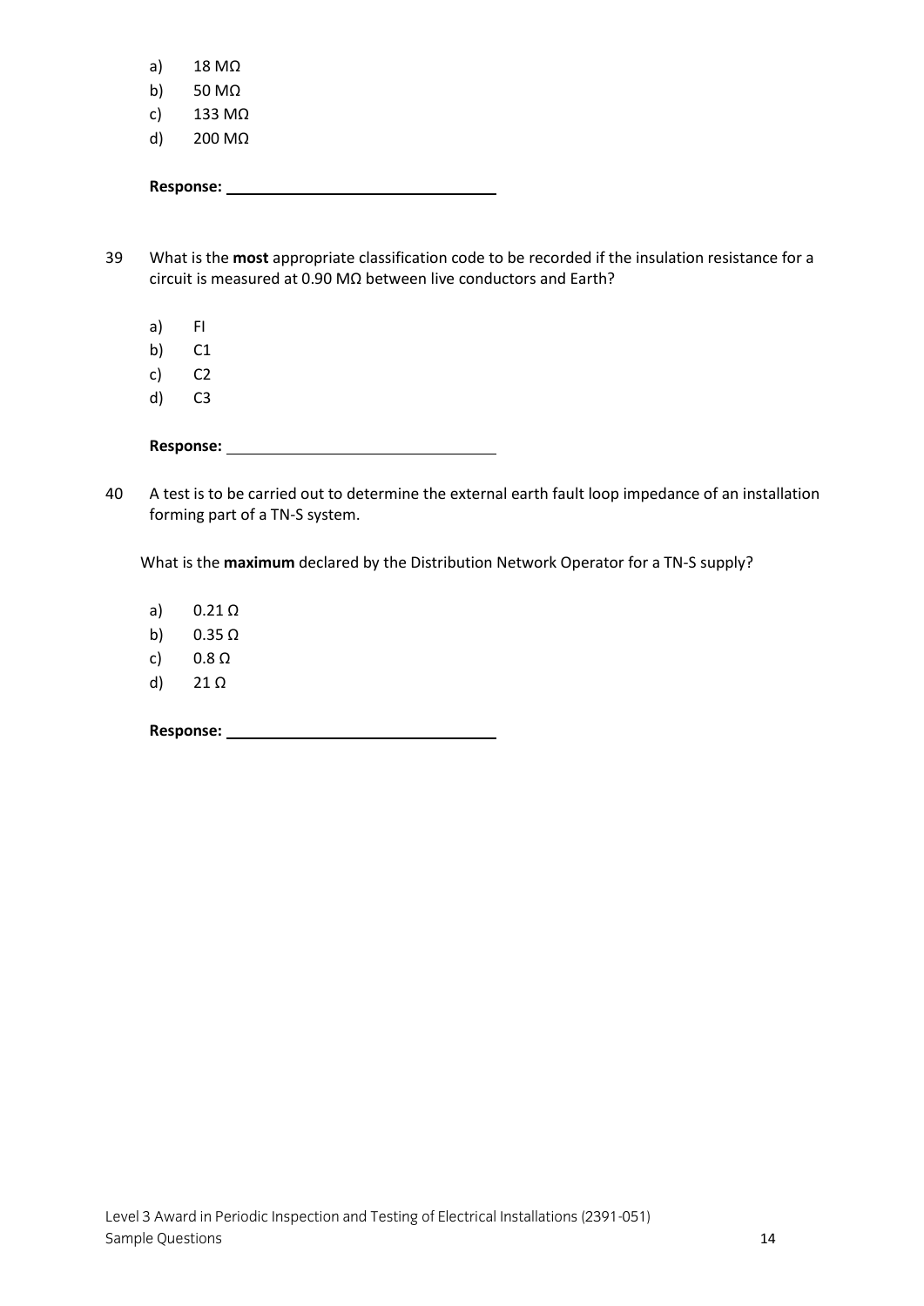a) 18 MΩ
b) 50 MΩ
c) 133 MΩ
d) 200 MΩ

**Response:** ______________________________

39 What is the **most** appropriate classification code to be recorded if the insulation resistance for a circuit is measured at 0.90 MΩ between live conductors and Earth?

a) FI
b) C1
c) C2
d) C3

**Response:** ______________________________

40 A test is to be carried out to determine the external earth fault loop impedance of an installation forming part of a TN-S system.

What is the **maximum** declared by the Distribution Network Operator for a TN-S supply?

a) 0.21 Ω
b) 0.35 Ω
c) 0.8 Ω
d) 21 Ω

**Response:** ______________________________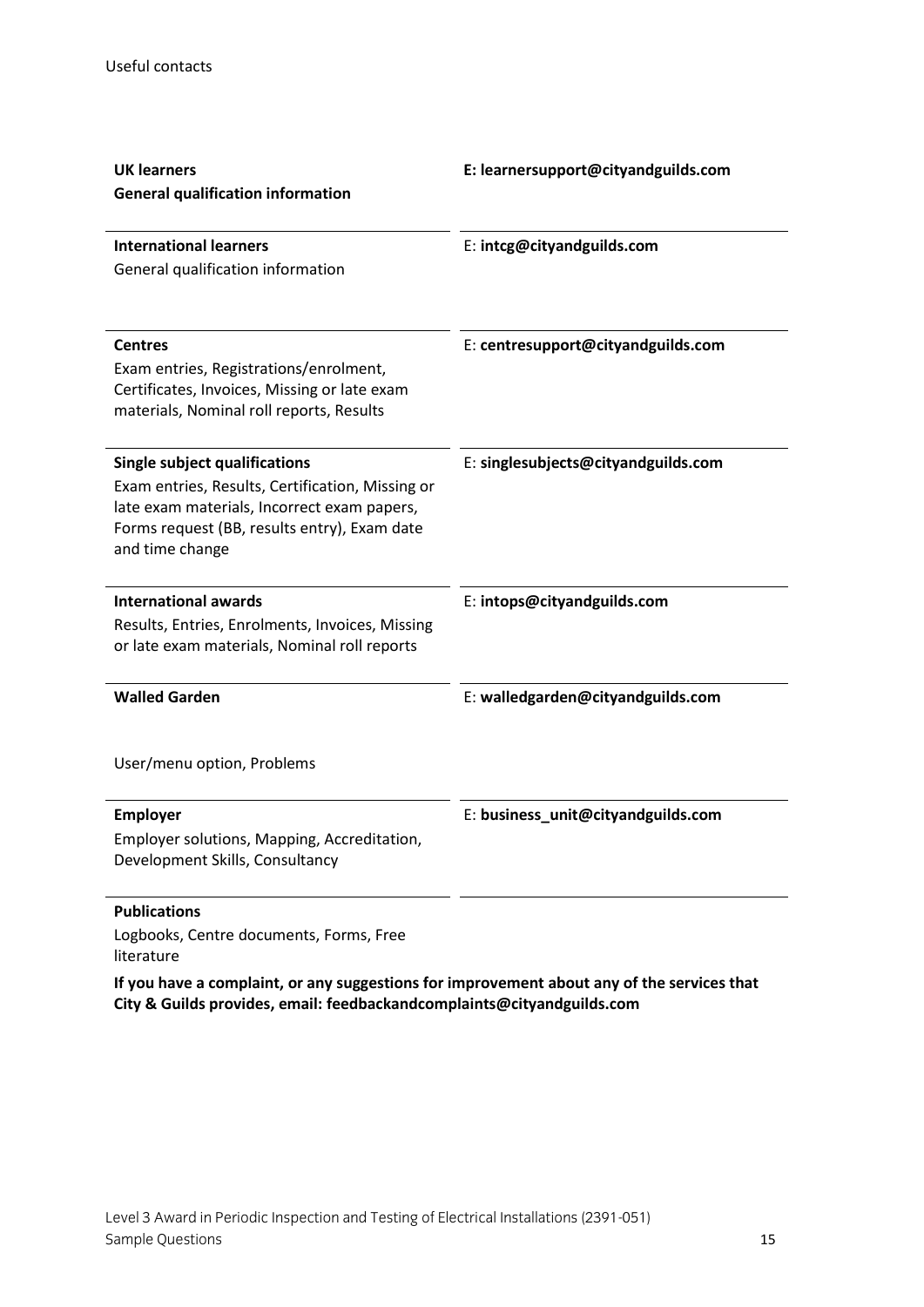## Useful contacts

| | |
|---|---|
| **UK learners**<br>**General qualification information** | **E: learnersupport@cityandguilds.com** |
| **International learners**<br>General qualification information | E: **intcg@cityandguilds.com** |
| **Centres**<br>Exam entries, Registrations/enrolment, Certificates, Invoices, Missing or late exam materials, Nominal roll reports, Results | E: **centresupport@cityandguilds.com** |
| **Single subject qualifications**<br>Exam entries, Results, Certification, Missing or late exam materials, Incorrect exam papers, Forms request (BB, results entry), Exam date and time change | E: **singlesubjects@cityandguilds.com** |
| **International awards**<br>Results, Entries, Enrolments, Invoices, Missing or late exam materials, Nominal roll reports | E: **intops@cityandguilds.com** |
| **Walled Garden**<br>User/menu option, Problems | E: **walledgarden@cityandguilds.com** |
| **Employer**<br>Employer solutions, Mapping, Accreditation, Development Skills, Consultancy | E: **business_unit@cityandguilds.com** |
| **Publications**<br>Logbooks, Centre documents, Forms, Free literature | |

**If you have a complaint, or any suggestions for improvement about any of the services that City & Guilds provides, email: feedbackandcomplaints@cityandguilds.com**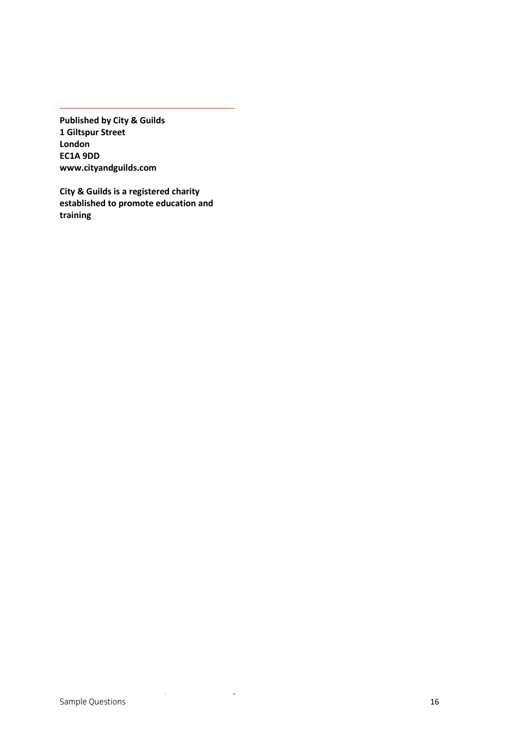**Published by City & Guilds**
**1 Giltspur Street**
**London**
**EC1A 9DD**
**www.cityandguilds.com**

**City & Guilds is a registered charity established to promote education and training**